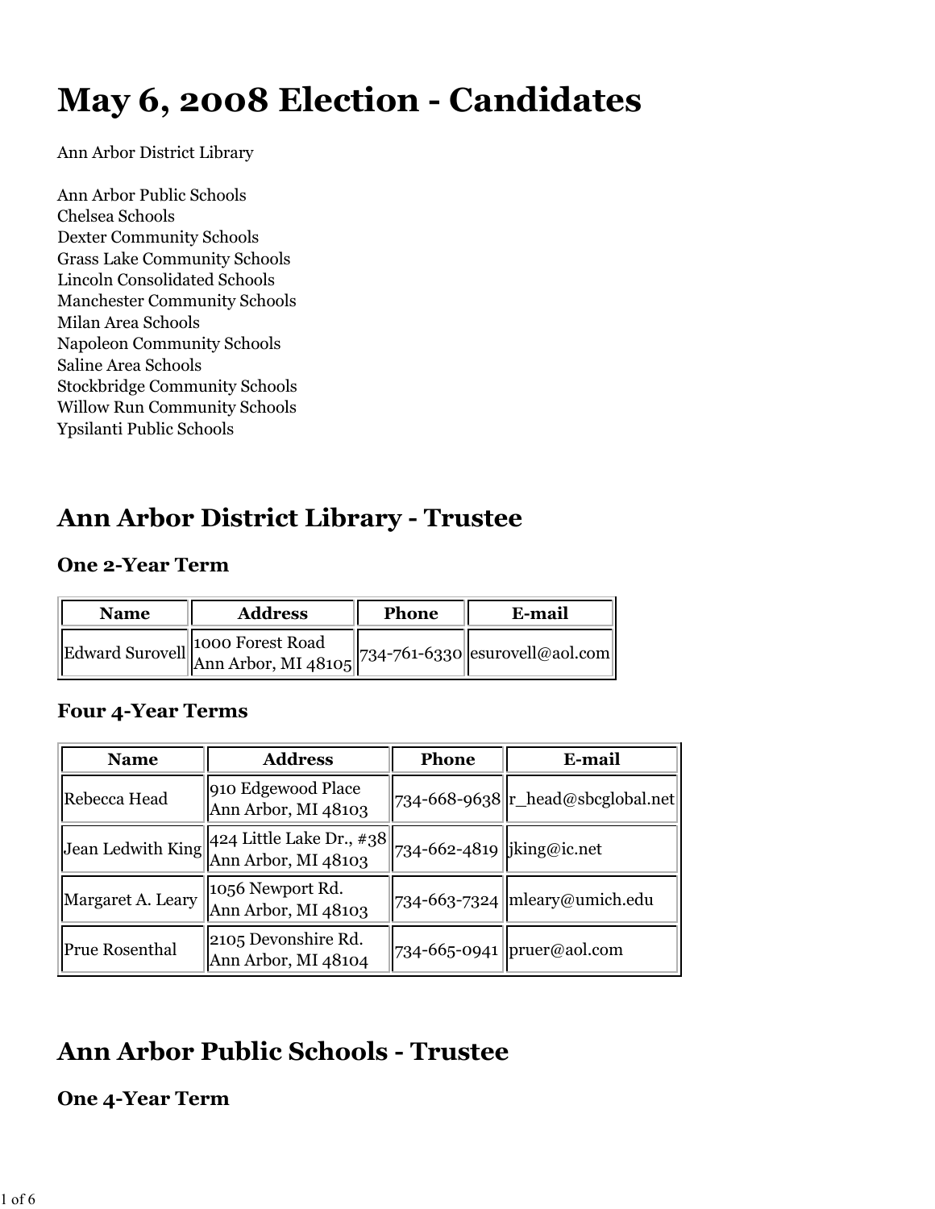# May 6, 2008 Election - Candidates

Ann Arbor District Library

Ann Arbor Public Schools
Chelsea Schools
Dexter Community Schools
Grass Lake Community Schools
Lincoln Consolidated Schools
Manchester Community Schools
Milan Area Schools
Napoleon Community Schools
Saline Area Schools
Stockbridge Community Schools
Willow Run Community Schools
Ypsilanti Public Schools

## Ann Arbor District Library - Trustee

### One 2-Year Term

| Name | Address | Phone | E-mail |
|---|---|---|---|
| Edward Surovell | 1000 Forest Road Ann Arbor, MI 48105 | 734-761-6330 | esurovell@aol.com |

### Four 4-Year Terms

| Name | Address | Phone | E-mail |
|---|---|---|---|
| Rebecca Head | 910 Edgewood Place Ann Arbor, MI 48103 | 734-668-9638 | r_head@sbcglobal.net |
| Jean Ledwith King | 424 Little Lake Dr., #38 Ann Arbor, MI 48103 | 734-662-4819 | jking@ic.net |
| Margaret A. Leary | 1056 Newport Rd. Ann Arbor, MI 48103 | 734-663-7324 | mleary@umich.edu |
| Prue Rosenthal | 2105 Devonshire Rd. Ann Arbor, MI 48104 | 734-665-0941 | pruer@aol.com |

## Ann Arbor Public Schools - Trustee

### One 4-Year Term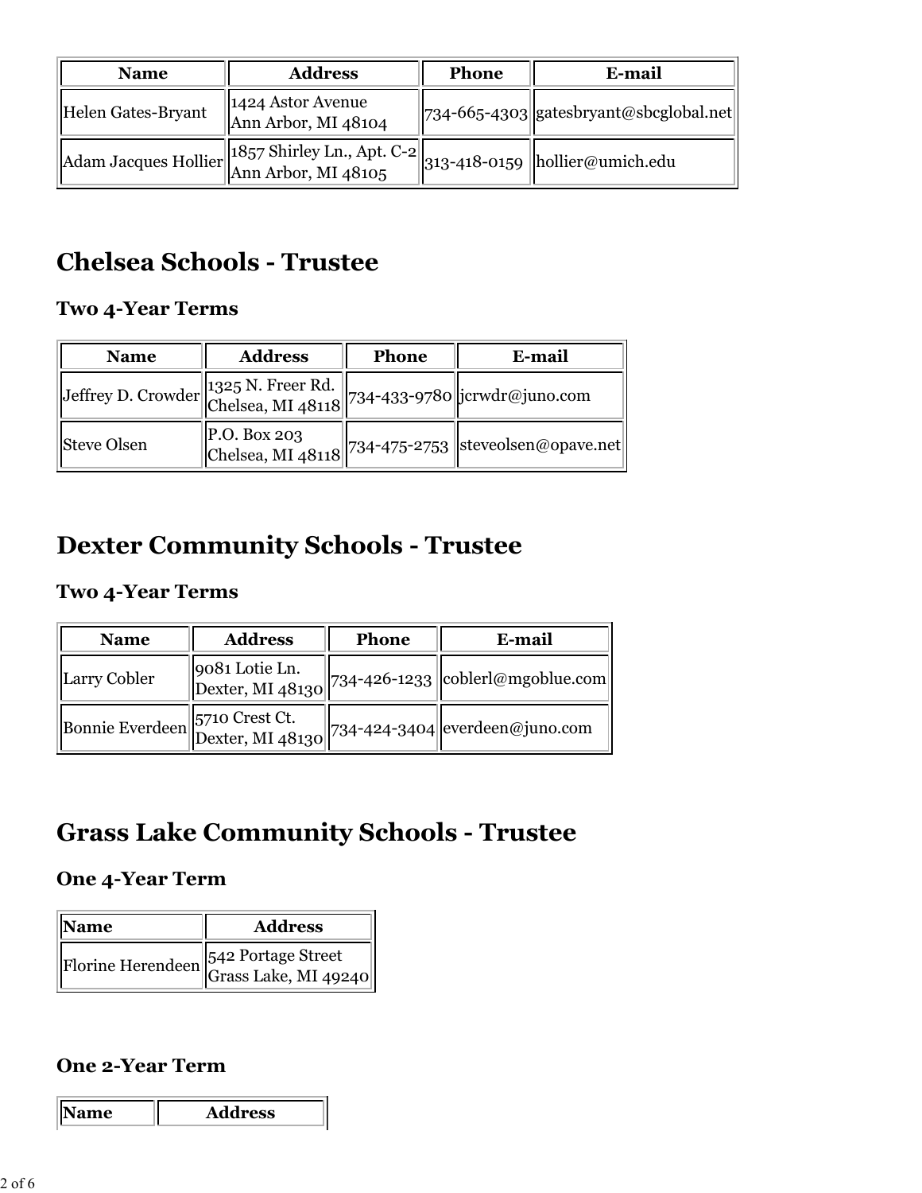| Name | Address | Phone | E-mail |
| --- | --- | --- | --- |
| Helen Gates-Bryant | 1424 Astor Avenue<br>Ann Arbor, MI 48104 | 734-665-4303 | gatesbryant@sbcglobal.net |
| Adam Jacques Hollier | 1857 Shirley Ln., Apt. C-2<br>Ann Arbor, MI 48105 | 313-418-0159 | hollier@umich.edu |

## Chelsea Schools - Trustee

### Two 4-Year Terms

| Name | Address | Phone | E-mail |
| --- | --- | --- | --- |
| Jeffrey D. Crowder | 1325 N. Freer Rd.<br>Chelsea, MI 48118 | 734-433-9780 | jcrwdr@juno.com |
| Steve Olsen | P.O. Box 203<br>Chelsea, MI 48118 | 734-475-2753 | steveolsen@opave.net |

## Dexter Community Schools - Trustee

### Two 4-Year Terms

| Name | Address | Phone | E-mail |
| --- | --- | --- | --- |
| Larry Cobler | 9081 Lotie Ln.<br>Dexter, MI 48130 | 734-426-1233 | coblerl@mgoblue.com |
| Bonnie Everdeen | 5710 Crest Ct.<br>Dexter, MI 48130 | 734-424-3404 | everdeen@juno.com |

## Grass Lake Community Schools - Trustee

### One 4-Year Term

| Name | Address |
| --- | --- |
| Florine Herendeen | 542 Portage Street<br>Grass Lake, MI 49240 |

### One 2-Year Term

| Name | Address |
| --- | --- |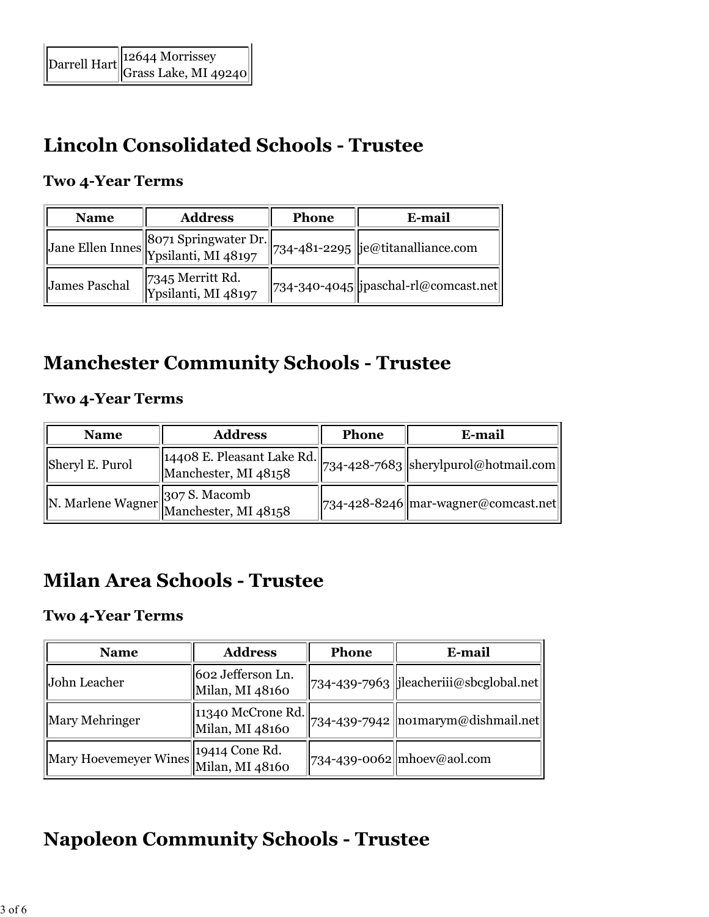| | |
|---|---|
| Darrell Hart | 12644 Morrissey<br>Grass Lake, MI 49240 |

## Lincoln Consolidated Schools - Trustee

### Two 4-Year Terms

| Name | Address | Phone | E-mail |
|---|---|---|---|
| Jane Ellen Innes | 8071 Springwater Dr.<br>Ypsilanti, MI 48197 | 734-481-2295 | je@titanalliance.com |
| James Paschal | 7345 Merritt Rd.<br>Ypsilanti, MI 48197 | 734-340-4045 | jpaschal-rl@comcast.net |

## Manchester Community Schools - Trustee

### Two 4-Year Terms

| Name | Address | Phone | E-mail |
|---|---|---|---|
| Sheryl E. Purol | 14408 E. Pleasant Lake Rd.<br>Manchester, MI 48158 | 734-428-7683 | sherylpurol@hotmail.com |
| N. Marlene Wagner | 307 S. Macomb<br>Manchester, MI 48158 | 734-428-8246 | mar-wagner@comcast.net |

## Milan Area Schools - Trustee

### Two 4-Year Terms

| Name | Address | Phone | E-mail |
|---|---|---|---|
| John Leacher | 602 Jefferson Ln.<br>Milan, MI 48160 | 734-439-7963 | jleacheriii@sbcglobal.net |
| Mary Mehringer | 11340 McCrone Rd.<br>Milan, MI 48160 | 734-439-7942 | no1marym@dishmail.net |
| Mary Hoevemeyer Wines | 19414 Cone Rd.<br>Milan, MI 48160 | 734-439-0062 | mhoev@aol.com |

## Napoleon Community Schools - Trustee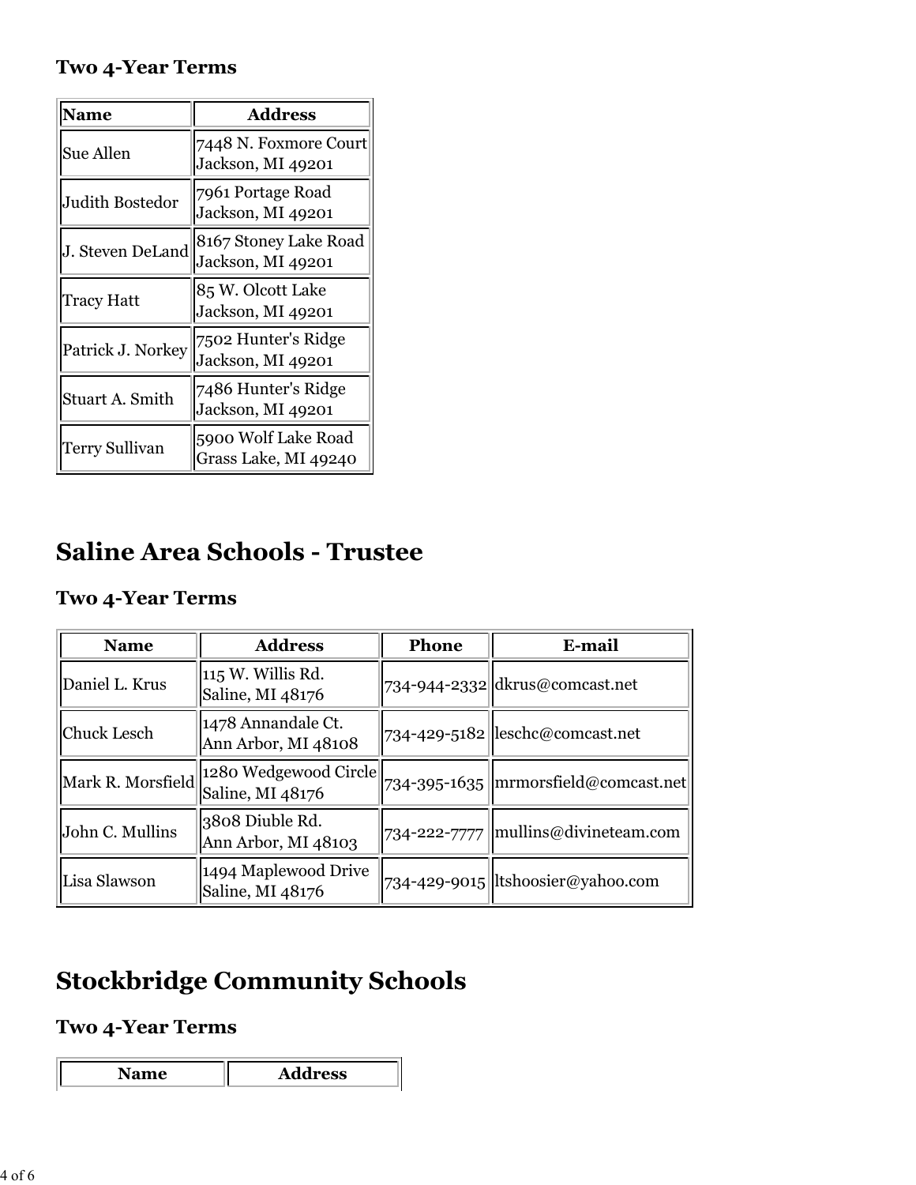### Two 4-Year Terms

| Name | Address |
| --- | --- |
| Sue Allen | 7448 N. Foxmore Court Jackson, MI 49201 |
| Judith Bostedor | 7961 Portage Road Jackson, MI 49201 |
| J. Steven DeLand | 8167 Stoney Lake Road Jackson, MI 49201 |
| Tracy Hatt | 85 W. Olcott Lake Jackson, MI 49201 |
| Patrick J. Norkey | 7502 Hunter's Ridge Jackson, MI 49201 |
| Stuart A. Smith | 7486 Hunter's Ridge Jackson, MI 49201 |
| Terry Sullivan | 5900 Wolf Lake Road Grass Lake, MI 49240 |

## Saline Area Schools - Trustee

### Two 4-Year Terms

| Name | Address | Phone | E-mail |
| --- | --- | --- | --- |
| Daniel L. Krus | 115 W. Willis Rd. Saline, MI 48176 | 734-944-2332 | dkrus@comcast.net |
| Chuck Lesch | 1478 Annandale Ct. Ann Arbor, MI 48108 | 734-429-5182 | leschc@comcast.net |
| Mark R. Morsfield | 1280 Wedgewood Circle Saline, MI 48176 | 734-395-1635 | mrmorsfield@comcast.net |
| John C. Mullins | 3808 Diuble Rd. Ann Arbor, MI 48103 | 734-222-7777 | mullins@divineteam.com |
| Lisa Slawson | 1494 Maplewood Drive Saline, MI 48176 | 734-429-9015 | ltshoosier@yahoo.com |

## Stockbridge Community Schools

### Two 4-Year Terms

| Name | Address |
| --- | --- |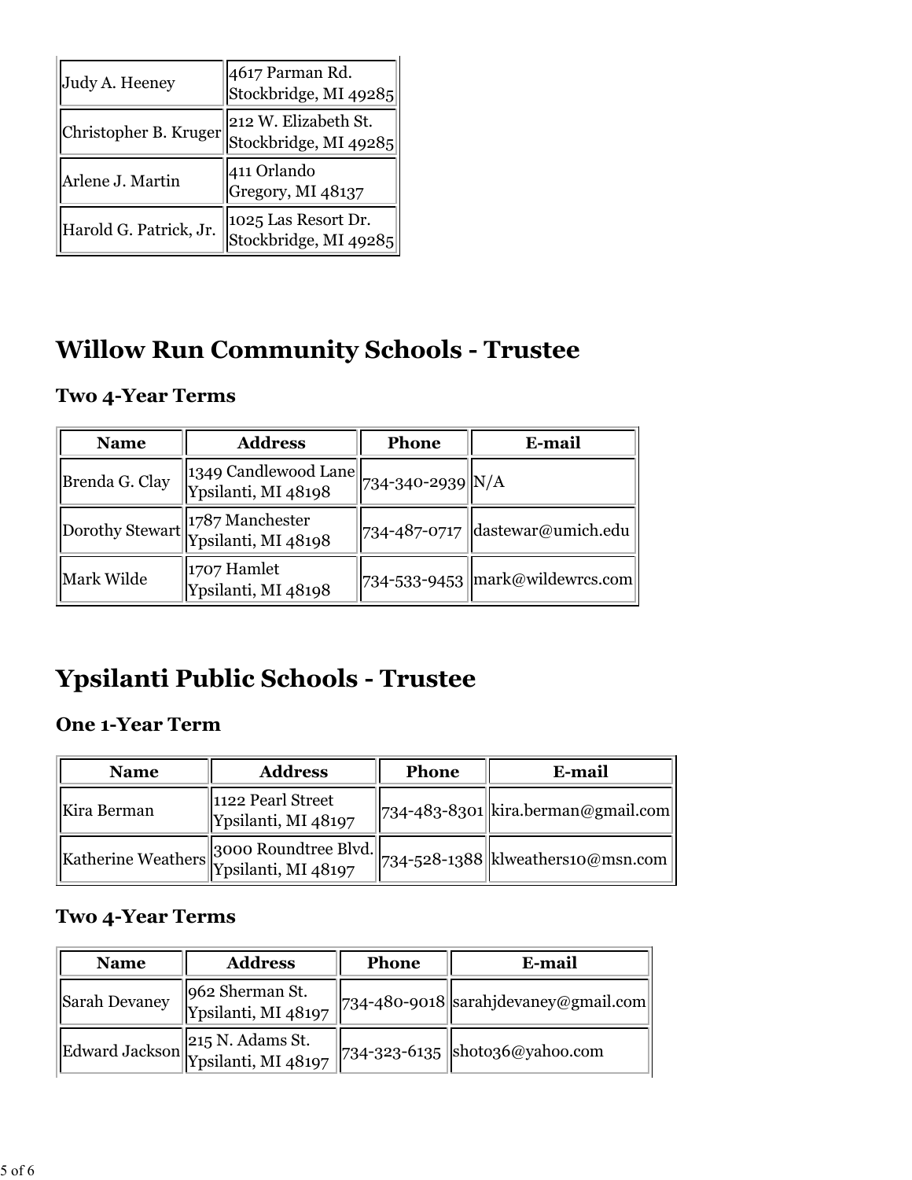| | |
|---|---|
| Judy A. Heeney | 4617 Parman Rd. Stockbridge, MI 49285 |
| Christopher B. Kruger | 212 W. Elizabeth St. Stockbridge, MI 49285 |
| Arlene J. Martin | 411 Orlando Gregory, MI 48137 |
| Harold G. Patrick, Jr. | 1025 Las Resort Dr. Stockbridge, MI 49285 |

# Willow Run Community Schools - Trustee

### Two 4-Year Terms

| Name | Address | Phone | E-mail |
|---|---|---|---|
| Brenda G. Clay | 1349 Candlewood Lane Ypsilanti, MI 48198 | 734-340-2939 | N/A |
| Dorothy Stewart | 1787 Manchester Ypsilanti, MI 48198 | 734-487-0717 | dastewar@umich.edu |
| Mark Wilde | 1707 Hamlet Ypsilanti, MI 48198 | 734-533-9453 | mark@wildewrcs.com |

# Ypsilanti Public Schools - Trustee

### One 1-Year Term

| Name | Address | Phone | E-mail |
|---|---|---|---|
| Kira Berman | 1122 Pearl Street Ypsilanti, MI 48197 | 734-483-8301 | kira.berman@gmail.com |
| Katherine Weathers | 3000 Roundtree Blvd. Ypsilanti, MI 48197 | 734-528-1388 | klweathers10@msn.com |

### Two 4-Year Terms

| Name | Address | Phone | E-mail |
|---|---|---|---|
| Sarah Devaney | 962 Sherman St. Ypsilanti, MI 48197 | 734-480-9018 | sarahjdevaney@gmail.com |
| Edward Jackson | 215 N. Adams St. Ypsilanti, MI 48197 | 734-323-6135 | shoto36@yahoo.com |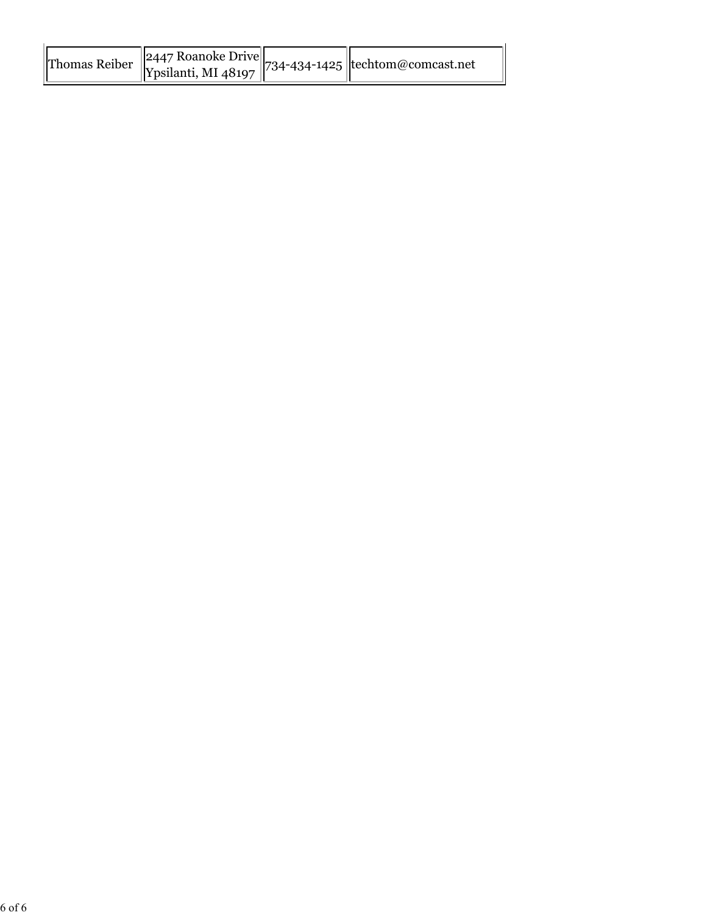| | | | |
|---|---|---|---|
| Thomas Reiber | 2447 Roanoke Drive Ypsilanti, MI 48197 | 734-434-1425 | techtom@comcast.net |